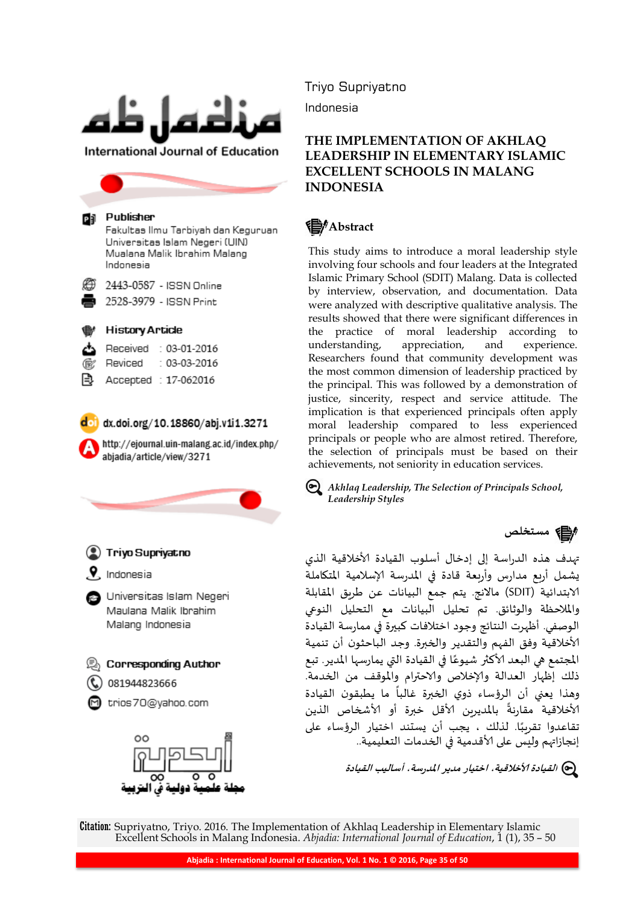Abjadia
International Journal of Education

**Publisher**
Fakultas Ilmu Tarbiyah dan Keguruan
Universitas Islam Negeri (UIN)
Maulana Malik Ibrahim Malang
Indonesia

2443-0587 - ISSN Online
2528-3979 - ISSN Print

**History Article**

Received : 03-01-2016
Reviced : 03-03-2016
Accepted : 17-062016

dx.doi.org/10.18860/abj.v1i1.3271

http://ejournal.uin-malang.ac.id/index.php/abjadia/article/view/3271

**Triyo Supriyatno**
Indonesia
Universitas Islam Negeri Maulana Malik Ibrahim Malang Indonesia

**Corresponding Author**
081944823666
trios70@yahoo.com

Triyo Supriyatno

Indonesia

# THE IMPLEMENTATION OF AKHLAQ LEADERSHIP IN ELEMENTARY ISLAMIC EXCELLENT SCHOOLS IN MALANG INDONESIA

## Abstract

This study aims to introduce a moral leadership style involving four schools and four leaders at the Integrated Islamic Primary School (SDIT) Malang. Data is collected by interview, observation, and documentation. Data were analyzed with descriptive qualitative analysis. The results showed that there were significant differences in the practice of moral leadership according to understanding, appreciation, and experience. Researchers found that community development was the most common dimension of leadership practiced by the principal. This was followed by a demonstration of justice, sincerity, respect and service attitude. The implication is that experienced principals often apply moral leadership compared to less experienced principals or people who are almost retired. Therefore, the selection of principals must be based on their achievements, not seniority in education services.

*Akhlaq Leadership, The Selection of Principals School, Leadership Styles*

## مستخلص

تهدف هذه الدراسة إلى إدخال أسلوب القيادة الأخلاقية الذي يشمل أربع مدارس وأربعة قادة في المدرسة الإسلامية المتكاملة الابتدائية (SDIT) مالانج. يتم جمع البيانات عن طريق المقابلة والملاحظة والوثائق. تم تحلل البيانات مع التحلل النوعي الوصفي. أظهرت النتائج وجود اختلافات كبيرة في ممارسة القيادة الأخلاقية وفق الفهم والتقدير والخبرة. وجد الباحثون أن تنمية المجتمع هي البعد الأكثر شيوعًا في القيادة التي يمارسها المدير. تبع ذلك إظهار العدالة والإخلاص والاحترام والموقف من الخدمة. وهذا يعني أن الرؤساء ذوي الخبرة غالباً ما يطبقون القيادة الأخلاقية مقارنةً بالمديرين الأقل خبرة أو الأشخاص الذين تقاعدوا تقريبًا. لذلك ، يجب أن يستند اختيار الرؤساء على إنجازاتهم وليس على الأقدمية في الخدمات التعليمية..

*القيادة الأخلاقية. اختيار مدير المدرسة. أساليب القيادة*

**Citation:** Supriyatno, Triyo. 2016. The Implementation of Akhlaq Leadership in Elementary Islamic Excellent Schools in Malang Indonesia. *Abjadia: International Journal of Education*, 1 (1), 35 – 50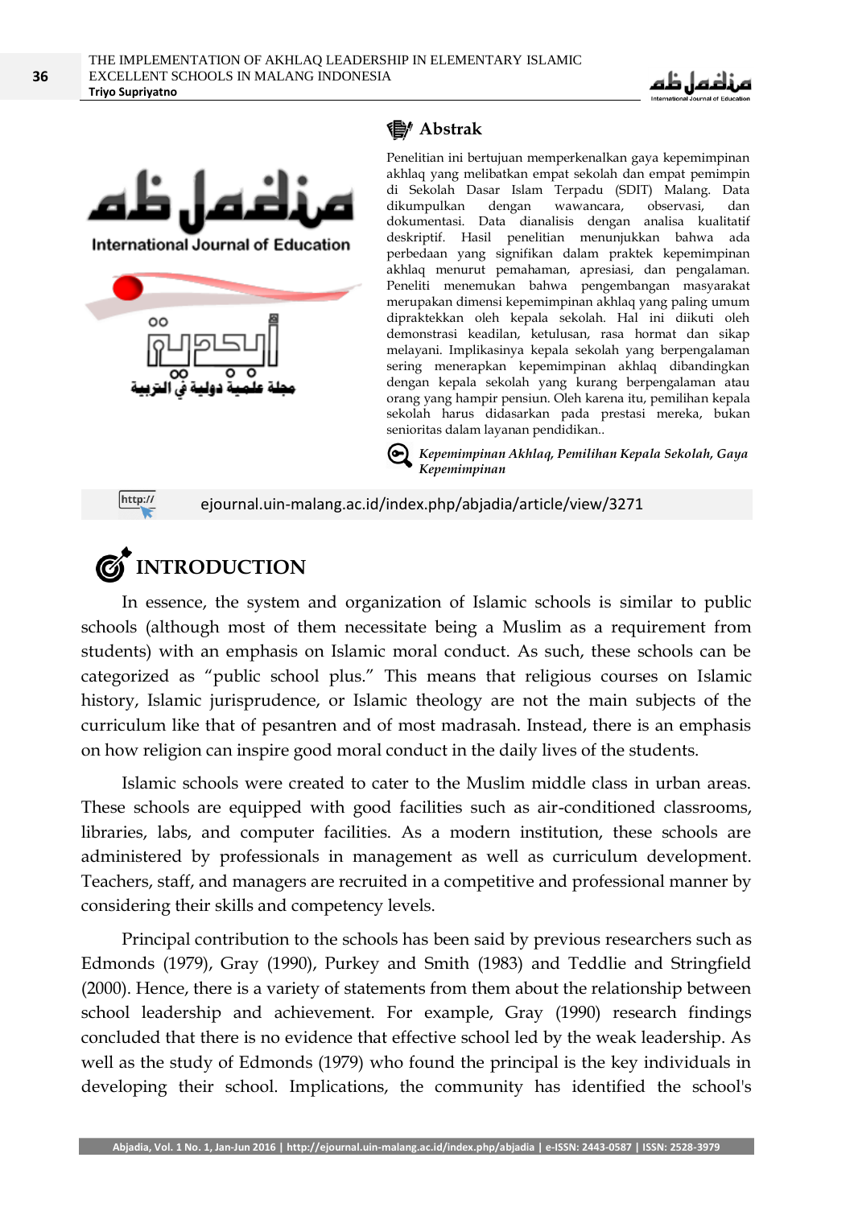## Abstrak

Penelitian ini bertujuan memperkenalkan gaya kepemimpinan akhlaq yang melibatkan empat sekolah dan empat pemimpin di Sekolah Dasar Islam Terpadu (SDIT) Malang. Data dikumpulkan dengan wawancara, observasi, dan dokumentasi. Data dianalisis dengan analisa kualitatif deskriptif. Hasil penelitian menunjukkan bahwa ada perbedaan yang signifikan dalam praktek kepemimpinan akhlaq menurut pemahaman, apresiasi, dan pengalaman. Peneliti menemukan bahwa pengembangan masyarakat merupakan dimensi kepemimpinan akhlaq yang paling umum dipraktekkan oleh kepala sekolah. Hal ini diikuti oleh demonstrasi keadilan, ketulusan, rasa hormat dan sikap melayani. Implikasinya kepala sekolah yang berpengalaman sering menerapkan kepemimpinan akhlaq dibandingkan dengan kepala sekolah yang kurang berpengalaman atau orang yang hampir pensiun. Oleh karena itu, pemilihan kepala sekolah harus didasarkan pada prestasi mereka, bukan senioritas dalam layanan pendidikan..

*Kepemimpinan Akhlaq, Pemilihan Kepala Sekolah, Gaya Kepemimpinan*

ejournal.uin-malang.ac.id/index.php/abjadia/article/view/3271

## INTRODUCTION

In essence, the system and organization of Islamic schools is similar to public schools (although most of them necessitate being a Muslim as a requirement from students) with an emphasis on Islamic moral conduct. As such, these schools can be categorized as "public school plus." This means that religious courses on Islamic history, Islamic jurisprudence, or Islamic theology are not the main subjects of the curriculum like that of pesantren and of most madrasah. Instead, there is an emphasis on how religion can inspire good moral conduct in the daily lives of the students.

Islamic schools were created to cater to the Muslim middle class in urban areas. These schools are equipped with good facilities such as air-conditioned classrooms, libraries, labs, and computer facilities. As a modern institution, these schools are administered by professionals in management as well as curriculum development. Teachers, staff, and managers are recruited in a competitive and professional manner by considering their skills and competency levels.

Principal contribution to the schools has been said by previous researchers such as Edmonds (1979), Gray (1990), Purkey and Smith (1983) and Teddlie and Stringfield (2000). Hence, there is a variety of statements from them about the relationship between school leadership and achievement. For example, Gray (1990) research findings concluded that there is no evidence that effective school led by the weak leadership. As well as the study of Edmonds (1979) who found the principal is the key individuals in developing their school. Implications, the community has identified the school's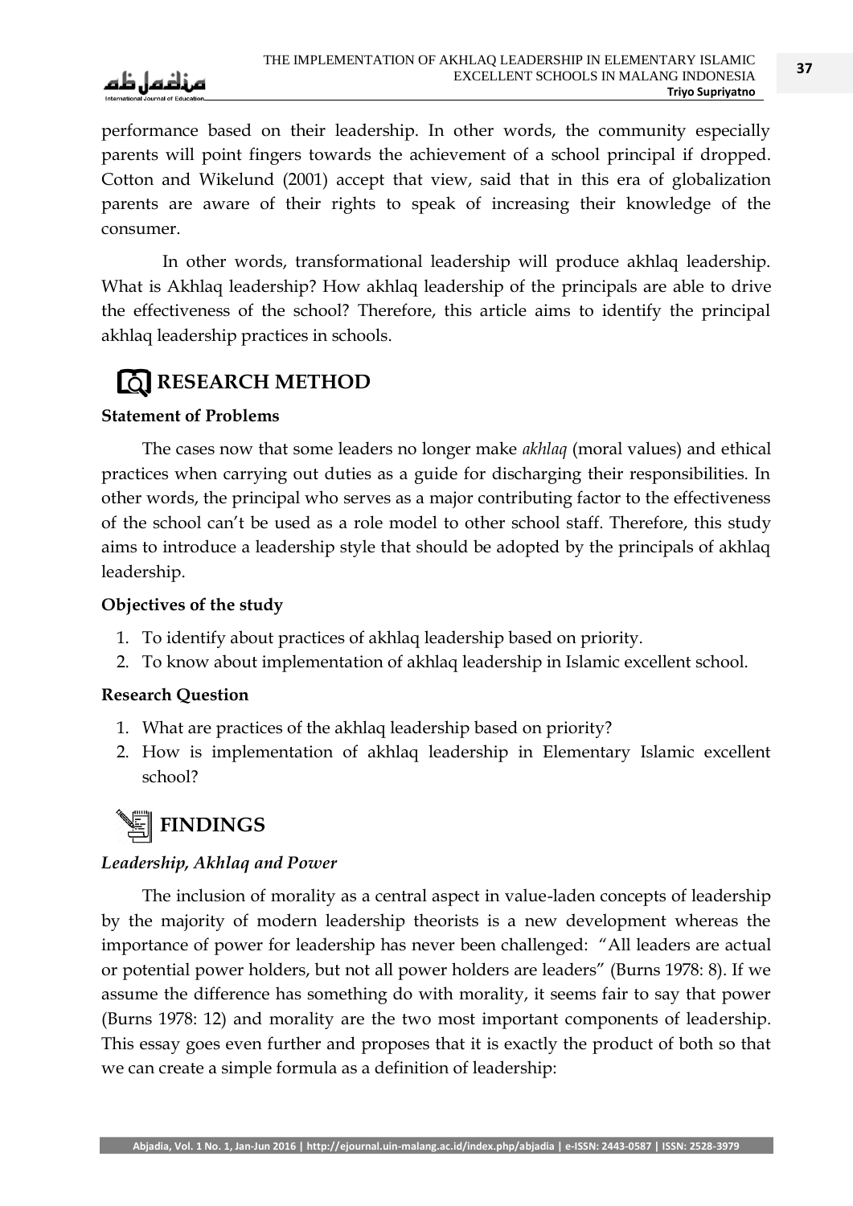performance based on their leadership. In other words, the community especially parents will point fingers towards the achievement of a school principal if dropped. Cotton and Wikelund (2001) accept that view, said that in this era of globalization parents are aware of their rights to speak of increasing their knowledge of the consumer.

In other words, transformational leadership will produce akhlaq leadership. What is Akhlaq leadership? How akhlaq leadership of the principals are able to drive the effectiveness of the school? Therefore, this article aims to identify the principal akhlaq leadership practices in schools.

## RESEARCH METHOD

### Statement of Problems

The cases now that some leaders no longer make *akhlaq* (moral values) and ethical practices when carrying out duties as a guide for discharging their responsibilities. In other words, the principal who serves as a major contributing factor to the effectiveness of the school can't be used as a role model to other school staff. Therefore, this study aims to introduce a leadership style that should be adopted by the principals of akhlaq leadership.

### Objectives of the study

1. To identify about practices of akhlaq leadership based on priority.
2. To know about implementation of akhlaq leadership in Islamic excellent school.

### Research Question

1. What are practices of the akhlaq leadership based on priority?
2. How is implementation of akhlaq leadership in Elementary Islamic excellent school?

## FINDINGS

### *Leadership, Akhlaq and Power*

The inclusion of morality as a central aspect in value-laden concepts of leadership by the majority of modern leadership theorists is a new development whereas the importance of power for leadership has never been challenged: "All leaders are actual or potential power holders, but not all power holders are leaders" (Burns 1978: 8). If we assume the difference has something do with morality, it seems fair to say that power (Burns 1978: 12) and morality are the two most important components of leadership. This essay goes even further and proposes that it is exactly the product of both so that we can create a simple formula as a definition of leadership: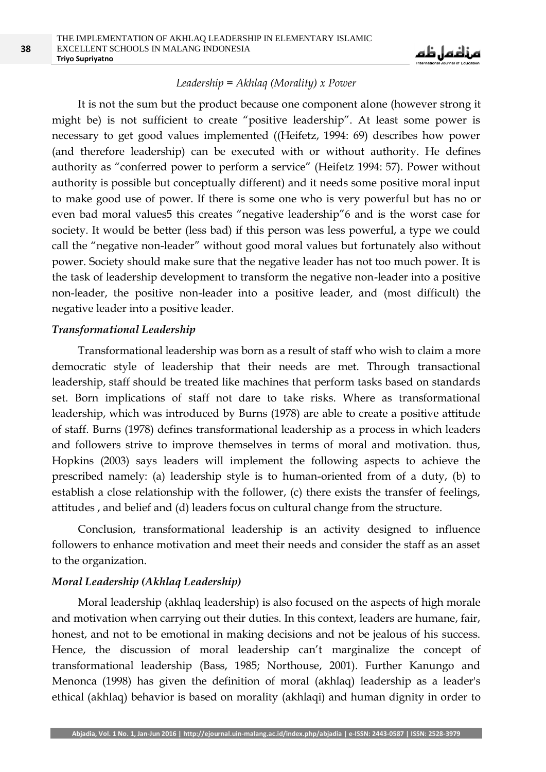*Leadership = Akhlaq (Morality) x Power*

It is not the sum but the product because one component alone (however strong it might be) is not sufficient to create "positive leadership". At least some power is necessary to get good values implemented ((Heifetz, 1994: 69) describes how power (and therefore leadership) can be executed with or without authority. He defines authority as "conferred power to perform a service" (Heifetz 1994: 57). Power without authority is possible but conceptually different) and it needs some positive moral input to make good use of power. If there is some one who is very powerful but has no or even bad moral values5 this creates "negative leadership"6 and is the worst case for society. It would be better (less bad) if this person was less powerful, a type we could call the "negative non-leader" without good moral values but fortunately also without power. Society should make sure that the negative leader has not too much power. It is the task of leadership development to transform the negative non-leader into a positive non-leader, the positive non-leader into a positive leader, and (most difficult) the negative leader into a positive leader.

### *Transformational Leadership*

Transformational leadership was born as a result of staff who wish to claim a more democratic style of leadership that their needs are met. Through transactional leadership, staff should be treated like machines that perform tasks based on standards set. Born implications of staff not dare to take risks. Where as transformational leadership, which was introduced by Burns (1978) are able to create a positive attitude of staff. Burns (1978) defines transformational leadership as a process in which leaders and followers strive to improve themselves in terms of moral and motivation. thus, Hopkins (2003) says leaders will implement the following aspects to achieve the prescribed namely: (a) leadership style is to human-oriented from of a duty, (b) to establish a close relationship with the follower, (c) there exists the transfer of feelings, attitudes , and belief and (d) leaders focus on cultural change from the structure.

Conclusion, transformational leadership is an activity designed to influence followers to enhance motivation and meet their needs and consider the staff as an asset to the organization.

### *Moral Leadership (Akhlaq Leadership)*

Moral leadership (akhlaq leadership) is also focused on the aspects of high morale and motivation when carrying out their duties. In this context, leaders are humane, fair, honest, and not to be emotional in making decisions and not be jealous of his success. Hence, the discussion of moral leadership can't marginalize the concept of transformational leadership (Bass, 1985; Northouse, 2001). Further Kanungo and Menonca (1998) has given the definition of moral (akhlaq) leadership as a leader's ethical (akhlaq) behavior is based on morality (akhlaqi) and human dignity in order to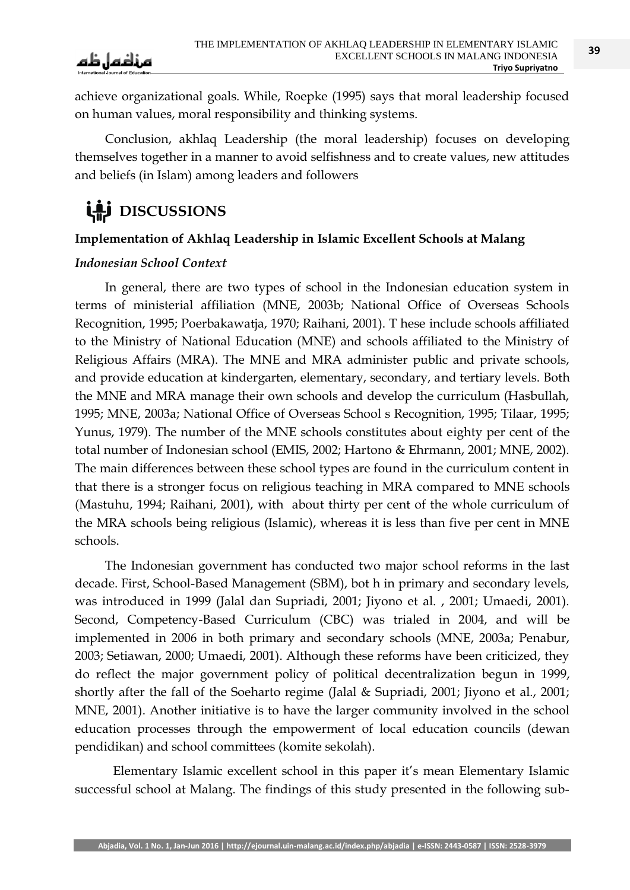achieve organizational goals. While, Roepke (1995) says that moral leadership focused on human values, moral responsibility and thinking systems.

Conclusion, akhlaq Leadership (the moral leadership) focuses on developing themselves together in a manner to avoid selfishness and to create values, new attitudes and beliefs (in Islam) among leaders and followers

## DISCUSSIONS

### Implementation of Akhlaq Leadership in Islamic Excellent Schools at Malang

#### *Indonesian School Context*

In general, there are two types of school in the Indonesian education system in terms of ministerial affiliation (MNE, 2003b; National Office of Overseas Schools Recognition, 1995; Poerbakawatja, 1970; Raihani, 2001). T hese include schools affiliated to the Ministry of National Education (MNE) and schools affiliated to the Ministry of Religious Affairs (MRA). The MNE and MRA administer public and private schools, and provide education at kindergarten, elementary, secondary, and tertiary levels. Both the MNE and MRA manage their own schools and develop the curriculum (Hasbullah, 1995; MNE, 2003a; National Office of Overseas School s Recognition, 1995; Tilaar, 1995; Yunus, 1979). The number of the MNE schools constitutes about eighty per cent of the total number of Indonesian school (EMIS, 2002; Hartono & Ehrmann, 2001; MNE, 2002). The main differences between these school types are found in the curriculum content in that there is a stronger focus on religious teaching in MRA compared to MNE schools (Mastuhu, 1994; Raihani, 2001), with about thirty per cent of the whole curriculum of the MRA schools being religious (Islamic), whereas it is less than five per cent in MNE schools.

The Indonesian government has conducted two major school reforms in the last decade. First, School-Based Management (SBM), bot h in primary and secondary levels, was introduced in 1999 (Jalal dan Supriadi, 2001; Jiyono et al. , 2001; Umaedi, 2001). Second, Competency-Based Curriculum (CBC) was trialed in 2004, and will be implemented in 2006 in both primary and secondary schools (MNE, 2003a; Penabur, 2003; Setiawan, 2000; Umaedi, 2001). Although these reforms have been criticized, they do reflect the major government policy of political decentralization begun in 1999, shortly after the fall of the Soeharto regime (Jalal & Supriadi, 2001; Jiyono et al., 2001; MNE, 2001). Another initiative is to have the larger community involved in the school education processes through the empowerment of local education councils (dewan pendidikan) and school committees (komite sekolah).

Elementary Islamic excellent school in this paper it's mean Elementary Islamic successful school at Malang. The findings of this study presented in the following sub-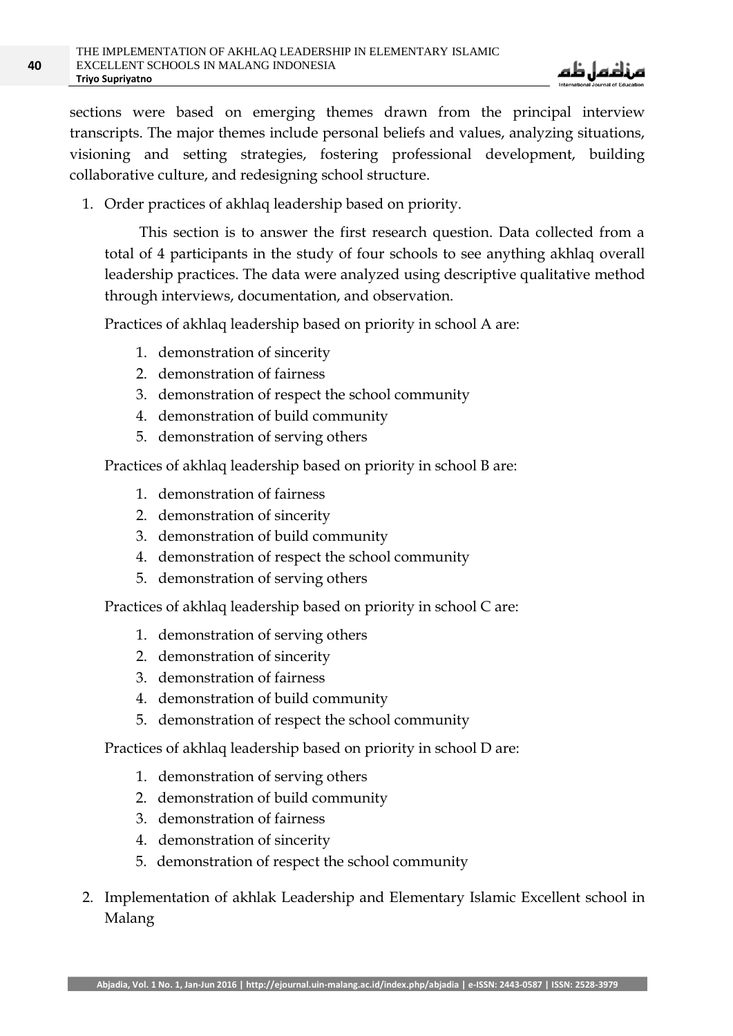sections were based on emerging themes drawn from the principal interview transcripts. The major themes include personal beliefs and values, analyzing situations, visioning and setting strategies, fostering professional development, building collaborative culture, and redesigning school structure.

1. Order practices of akhlaq leadership based on priority.

   This section is to answer the first research question. Data collected from a total of 4 participants in the study of four schools to see anything akhlaq overall leadership practices. The data were analyzed using descriptive qualitative method through interviews, documentation, and observation.

   Practices of akhlaq leadership based on priority in school A are:

   1. demonstration of sincerity
   2. demonstration of fairness
   3. demonstration of respect the school community
   4. demonstration of build community
   5. demonstration of serving others

   Practices of akhlaq leadership based on priority in school B are:

   1. demonstration of fairness
   2. demonstration of sincerity
   3. demonstration of build community
   4. demonstration of respect the school community
   5. demonstration of serving others

   Practices of akhlaq leadership based on priority in school C are:

   1. demonstration of serving others
   2. demonstration of sincerity
   3. demonstration of fairness
   4. demonstration of build community
   5. demonstration of respect the school community

   Practices of akhlaq leadership based on priority in school D are:

   1. demonstration of serving others
   2. demonstration of build community
   3. demonstration of fairness
   4. demonstration of sincerity
   5. demonstration of respect the school community

2. Implementation of akhlak Leadership and Elementary Islamic Excellent school in Malang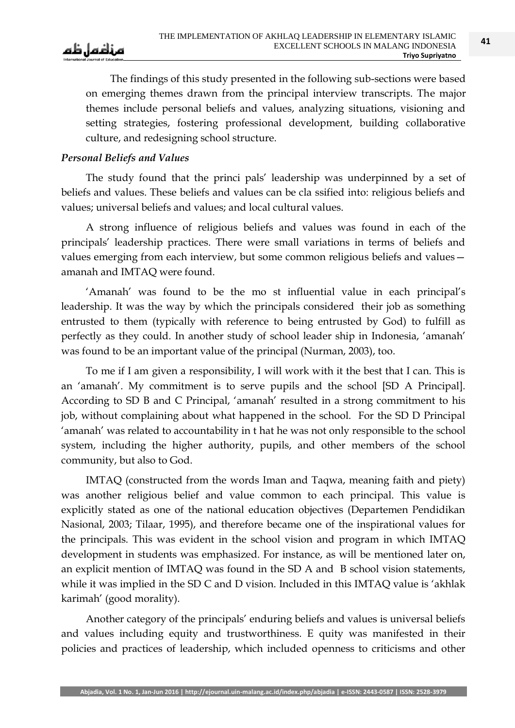The findings of this study presented in the following sub-sections were based on emerging themes drawn from the principal interview transcripts. The major themes include personal beliefs and values, analyzing situations, visioning and setting strategies, fostering professional development, building collaborative culture, and redesigning school structure.

### *Personal Beliefs and Values*

The study found that the princi pals' leadership was underpinned by a set of beliefs and values. These beliefs and values can be cla ssified into: religious beliefs and values; universal beliefs and values; and local cultural values.

A strong influence of religious beliefs and values was found in each of the principals' leadership practices. There were small variations in terms of beliefs and values emerging from each interview, but some common religious beliefs and values—amanah and IMTAQ were found.

'Amanah' was found to be the mo st influential value in each principal's leadership. It was the way by which the principals considered their job as something entrusted to them (typically with reference to being entrusted by God) to fulfill as perfectly as they could. In another study of school leader ship in Indonesia, 'amanah' was found to be an important value of the principal (Nurman, 2003), too.

To me if I am given a responsibility, I will work with it the best that I can. This is an 'amanah'. My commitment is to serve pupils and the school [SD A Principal]. According to SD B and C Principal, 'amanah' resulted in a strong commitment to his job, without complaining about what happened in the school. For the SD D Principal 'amanah' was related to accountability in t hat he was not only responsible to the school system, including the higher authority, pupils, and other members of the school community, but also to God.

IMTAQ (constructed from the words Iman and Taqwa, meaning faith and piety) was another religious belief and value common to each principal. This value is explicitly stated as one of the national education objectives (Departemen Pendidikan Nasional, 2003; Tilaar, 1995), and therefore became one of the inspirational values for the principals. This was evident in the school vision and program in which IMTAQ development in students was emphasized. For instance, as will be mentioned later on, an explicit mention of IMTAQ was found in the SD A and B school vision statements, while it was implied in the SD C and D vision. Included in this IMTAQ value is 'akhlak karimah' (good morality).

Another category of the principals' enduring beliefs and values is universal beliefs and values including equity and trustworthiness. E quity was manifested in their policies and practices of leadership, which included openness to criticisms and other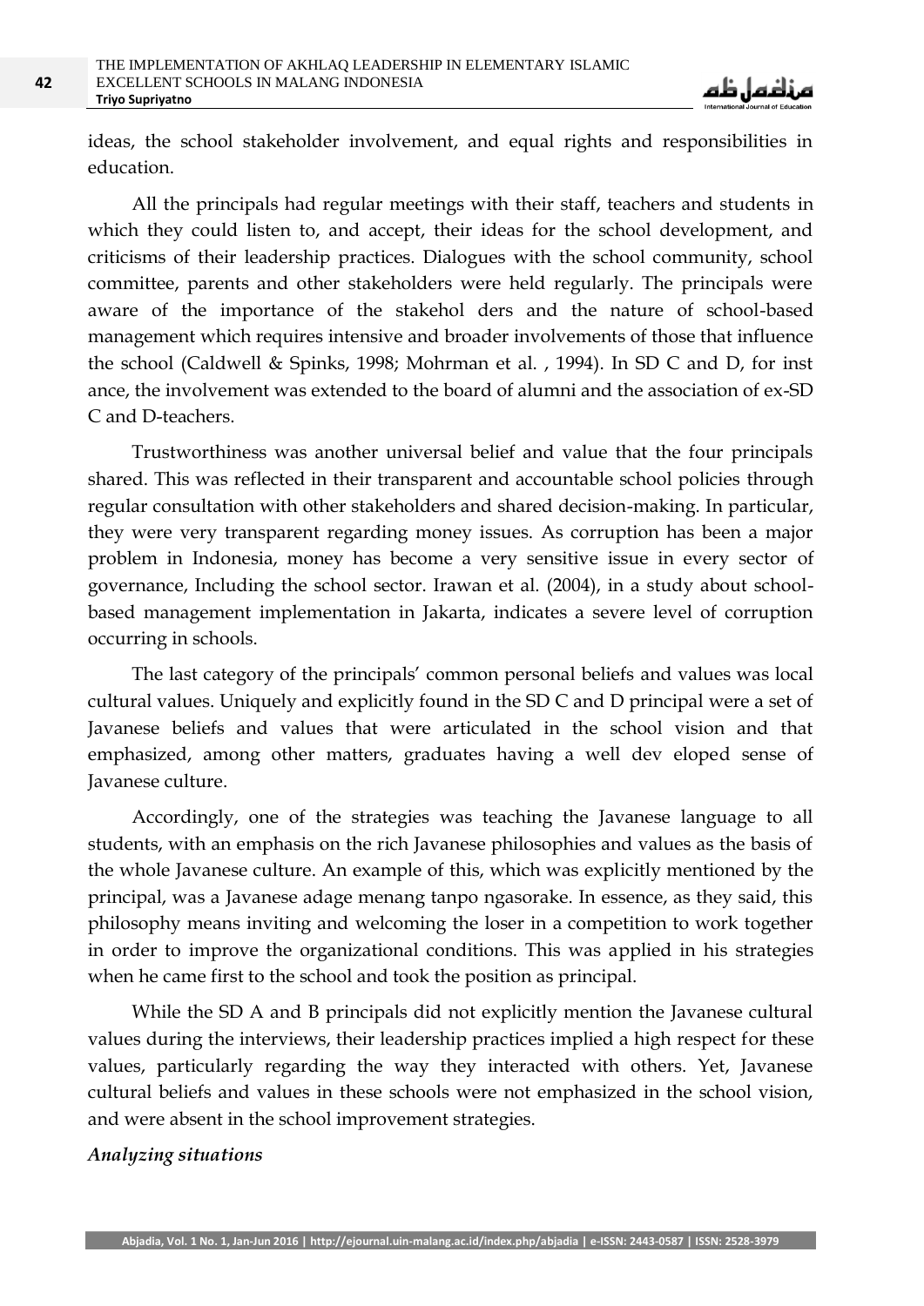ideas, the school stakeholder involvement, and equal rights and responsibilities in education.

All the principals had regular meetings with their staff, teachers and students in which they could listen to, and accept, their ideas for the school development, and criticisms of their leadership practices. Dialogues with the school community, school committee, parents and other stakeholders were held regularly. The principals were aware of the importance of the stakehol ders and the nature of school-based management which requires intensive and broader involvements of those that influence the school (Caldwell & Spinks, 1998; Mohrman et al. , 1994). In SD C and D, for inst ance, the involvement was extended to the board of alumni and the association of ex-SD C and D-teachers.

Trustworthiness was another universal belief and value that the four principals shared. This was reflected in their transparent and accountable school policies through regular consultation with other stakeholders and shared decision-making. In particular, they were very transparent regarding money issues. As corruption has been a major problem in Indonesia, money has become a very sensitive issue in every sector of governance, Including the school sector. Irawan et al. (2004), in a study about school-based management implementation in Jakarta, indicates a severe level of corruption occurring in schools.

The last category of the principals' common personal beliefs and values was local cultural values. Uniquely and explicitly found in the SD C and D principal were a set of Javanese beliefs and values that were articulated in the school vision and that emphasized, among other matters, graduates having a well dev eloped sense of Javanese culture.

Accordingly, one of the strategies was teaching the Javanese language to all students, with an emphasis on the rich Javanese philosophies and values as the basis of the whole Javanese culture. An example of this, which was explicitly mentioned by the principal, was a Javanese adage menang tanpo ngasorake. In essence, as they said, this philosophy means inviting and welcoming the loser in a competition to work together in order to improve the organizational conditions. This was applied in his strategies when he came first to the school and took the position as principal.

While the SD A and B principals did not explicitly mention the Javanese cultural values during the interviews, their leadership practices implied a high respect for these values, particularly regarding the way they interacted with others. Yet, Javanese cultural beliefs and values in these schools were not emphasized in the school vision, and were absent in the school improvement strategies.

***Analyzing situations***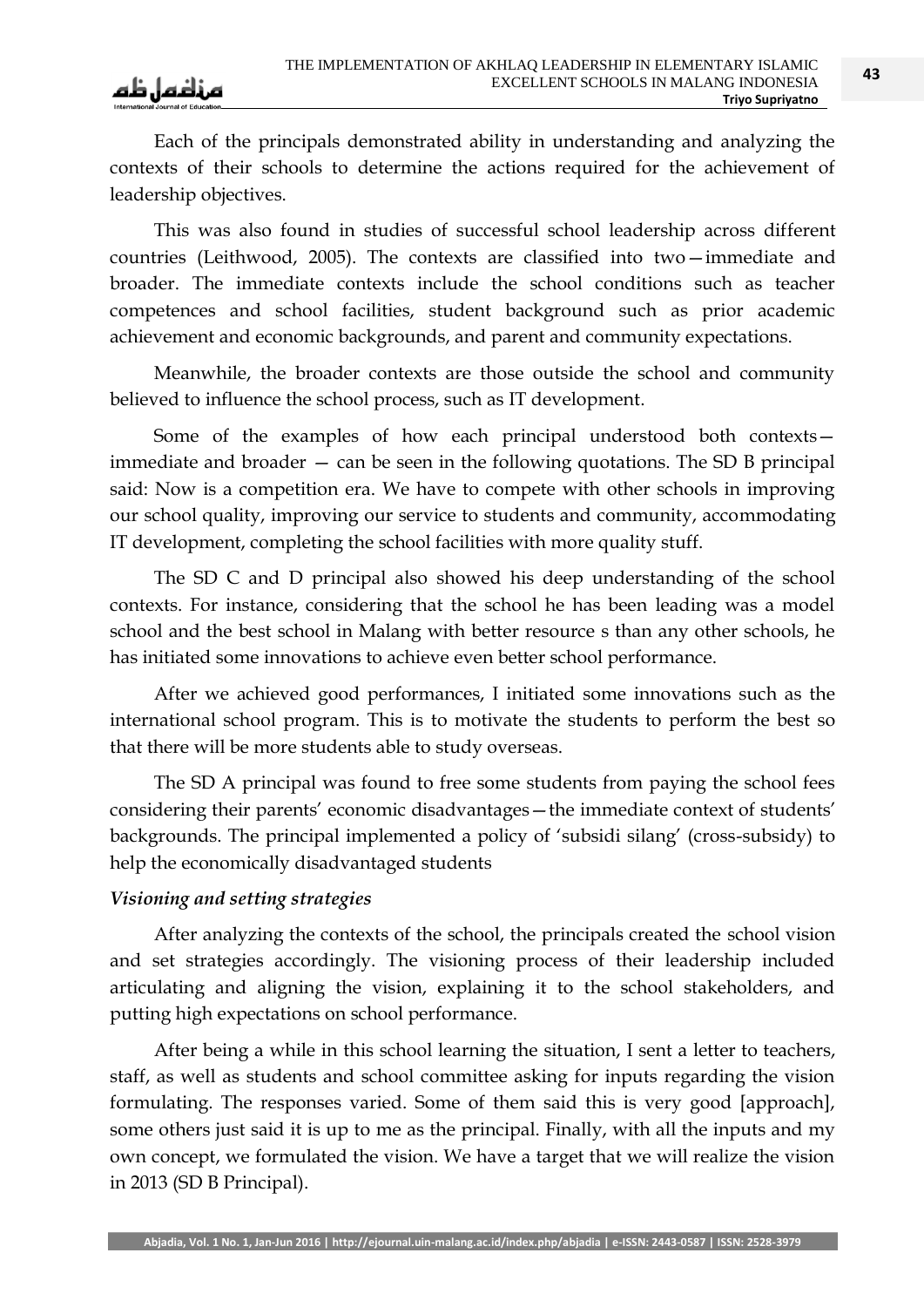Each of the principals demonstrated ability in understanding and analyzing the contexts of their schools to determine the actions required for the achievement of leadership objectives.

This was also found in studies of successful school leadership across different countries (Leithwood, 2005). The contexts are classified into two—immediate and broader. The immediate contexts include the school conditions such as teacher competences and school facilities, student background such as prior academic achievement and economic backgrounds, and parent and community expectations.

Meanwhile, the broader contexts are those outside the school and community believed to influence the school process, such as IT development.

Some of the examples of how each principal understood both contexts—immediate and broader — can be seen in the following quotations. The SD B principal said: Now is a competition era. We have to compete with other schools in improving our school quality, improving our service to students and community, accommodating IT development, completing the school facilities with more quality stuff.

The SD C and D principal also showed his deep understanding of the school contexts. For instance, considering that the school he has been leading was a model school and the best school in Malang with better resource s than any other schools, he has initiated some innovations to achieve even better school performance.

After we achieved good performances, I initiated some innovations such as the international school program. This is to motivate the students to perform the best so that there will be more students able to study overseas.

The SD A principal was found to free some students from paying the school fees considering their parents' economic disadvantages—the immediate context of students' backgrounds. The principal implemented a policy of 'subsidi silang' (cross-subsidy) to help the economically disadvantaged students

*Visioning and setting strategies*

After analyzing the contexts of the school, the principals created the school vision and set strategies accordingly. The visioning process of their leadership included articulating and aligning the vision, explaining it to the school stakeholders, and putting high expectations on school performance.

After being a while in this school learning the situation, I sent a letter to teachers, staff, as well as students and school committee asking for inputs regarding the vision formulating. The responses varied. Some of them said this is very good [approach], some others just said it is up to me as the principal. Finally, with all the inputs and my own concept, we formulated the vision. We have a target that we will realize the vision in 2013 (SD B Principal).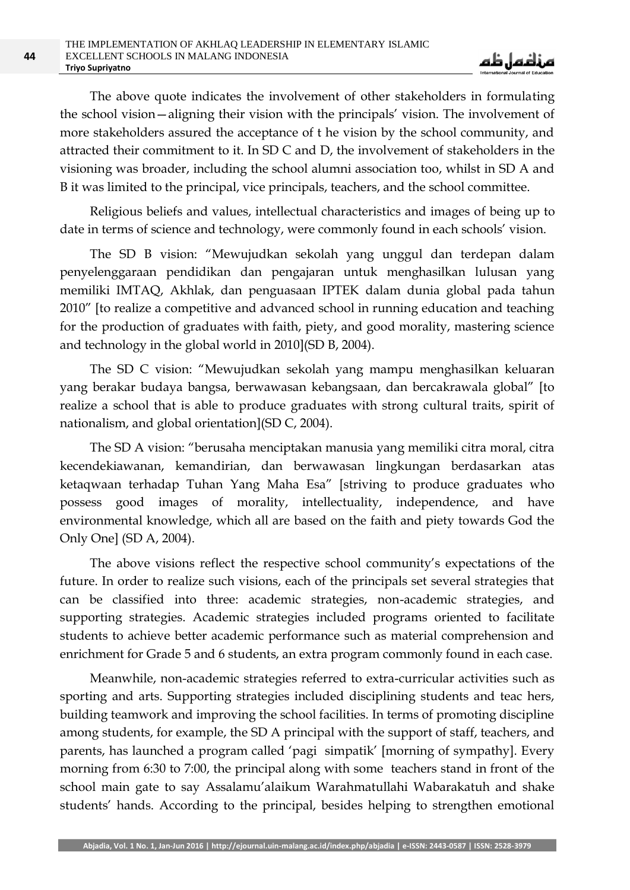The above quote indicates the involvement of other stakeholders in formulating the school vision—aligning their vision with the principals' vision. The involvement of more stakeholders assured the acceptance of t he vision by the school community, and attracted their commitment to it. In SD C and D, the involvement of stakeholders in the visioning was broader, including the school alumni association too, whilst in SD A and B it was limited to the principal, vice principals, teachers, and the school committee.

Religious beliefs and values, intellectual characteristics and images of being up to date in terms of science and technology, were commonly found in each schools' vision.

The SD B vision: "Mewujudkan sekolah yang unggul dan terdepan dalam penyelenggaraan pendidikan dan pengajaran untuk menghasilkan lulusan yang memiliki IMTAQ, Akhlak, dan penguasaan IPTEK dalam dunia global pada tahun 2010" [to realize a competitive and advanced school in running education and teaching for the production of graduates with faith, piety, and good morality, mastering science and technology in the global world in 2010](SD B, 2004).

The SD C vision: "Mewujudkan sekolah yang mampu menghasilkan keluaran yang berakar budaya bangsa, berwawasan kebangsaan, dan bercakrawala global" [to realize a school that is able to produce graduates with strong cultural traits, spirit of nationalism, and global orientation](SD C, 2004).

The SD A vision: "berusaha menciptakan manusia yang memiliki citra moral, citra kecendekiawanan, kemandirian, dan berwawasan lingkungan berdasarkan atas ketaqwaan terhadap Tuhan Yang Maha Esa" [striving to produce graduates who possess good images of morality, intellectuality, independence, and have environmental knowledge, which all are based on the faith and piety towards God the Only One] (SD A, 2004).

The above visions reflect the respective school community's expectations of the future. In order to realize such visions, each of the principals set several strategies that can be classified into three: academic strategies, non-academic strategies, and supporting strategies. Academic strategies included programs oriented to facilitate students to achieve better academic performance such as material comprehension and enrichment for Grade 5 and 6 students, an extra program commonly found in each case.

Meanwhile, non-academic strategies referred to extra-curricular activities such as sporting and arts. Supporting strategies included disciplining students and teac hers, building teamwork and improving the school facilities. In terms of promoting discipline among students, for example, the SD A principal with the support of staff, teachers, and parents, has launched a program called 'pagi simpatik' [morning of sympathy]. Every morning from 6:30 to 7:00, the principal along with some teachers stand in front of the school main gate to say Assalamu'alaikum Warahmatullahi Wabarakatuh and shake students' hands. According to the principal, besides helping to strengthen emotional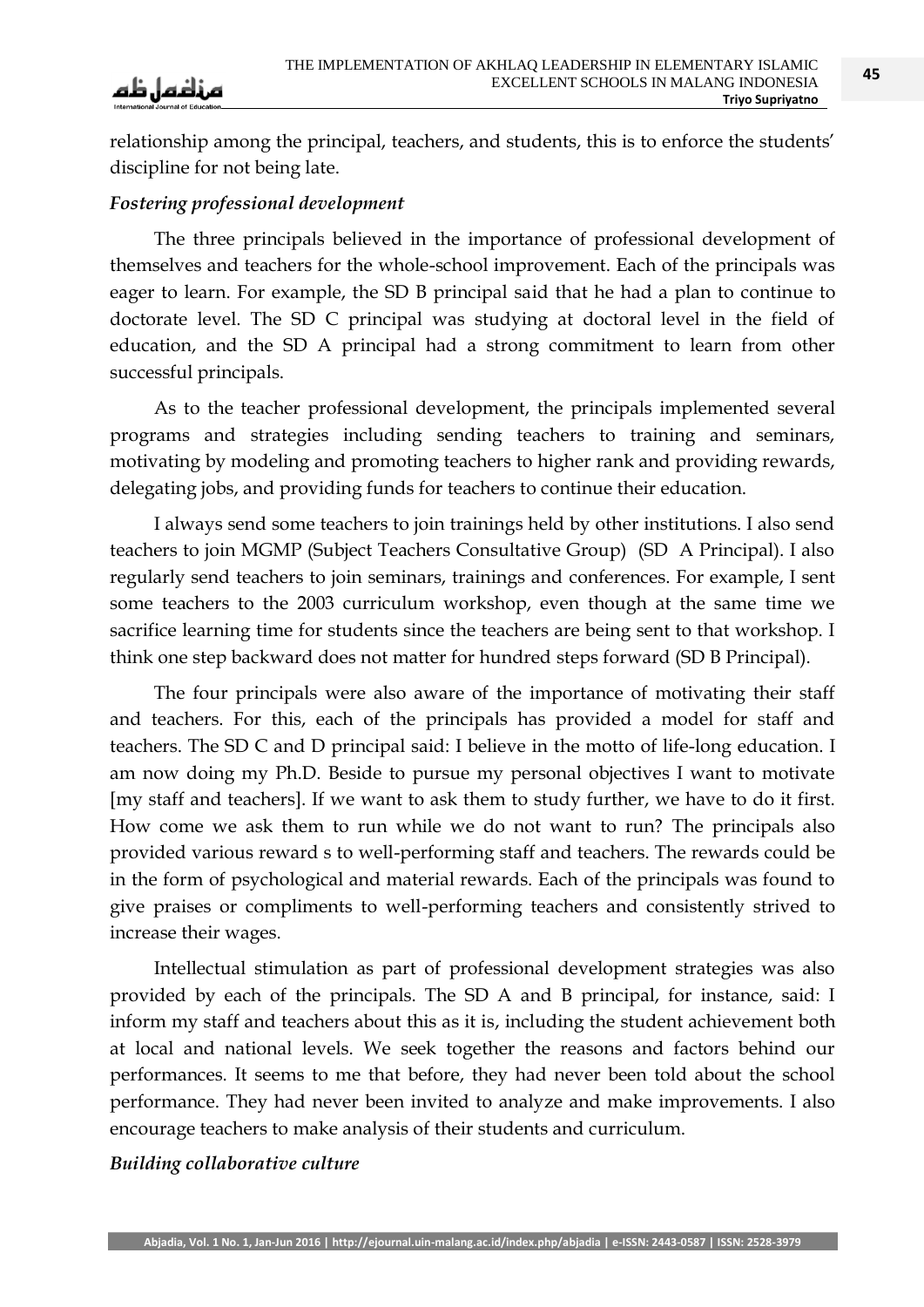relationship among the principal, teachers, and students, this is to enforce the students' discipline for not being late.

*Fostering professional development*

The three principals believed in the importance of professional development of themselves and teachers for the whole-school improvement. Each of the principals was eager to learn. For example, the SD B principal said that he had a plan to continue to doctorate level. The SD C principal was studying at doctoral level in the field of education, and the SD A principal had a strong commitment to learn from other successful principals.

As to the teacher professional development, the principals implemented several programs and strategies including sending teachers to training and seminars, motivating by modeling and promoting teachers to higher rank and providing rewards, delegating jobs, and providing funds for teachers to continue their education.

I always send some teachers to join trainings held by other institutions. I also send teachers to join MGMP (Subject Teachers Consultative Group) (SD A Principal). I also regularly send teachers to join seminars, trainings and conferences. For example, I sent some teachers to the 2003 curriculum workshop, even though at the same time we sacrifice learning time for students since the teachers are being sent to that workshop. I think one step backward does not matter for hundred steps forward (SD B Principal).

The four principals were also aware of the importance of motivating their staff and teachers. For this, each of the principals has provided a model for staff and teachers. The SD C and D principal said: I believe in the motto of life-long education. I am now doing my Ph.D. Beside to pursue my personal objectives I want to motivate [my staff and teachers]. If we want to ask them to study further, we have to do it first. How come we ask them to run while we do not want to run? The principals also provided various reward s to well-performing staff and teachers. The rewards could be in the form of psychological and material rewards. Each of the principals was found to give praises or compliments to well-performing teachers and consistently strived to increase their wages.

Intellectual stimulation as part of professional development strategies was also provided by each of the principals. The SD A and B principal, for instance, said: I inform my staff and teachers about this as it is, including the student achievement both at local and national levels. We seek together the reasons and factors behind our performances. It seems to me that before, they had never been told about the school performance. They had never been invited to analyze and make improvements. I also encourage teachers to make analysis of their students and curriculum.

*Building collaborative culture*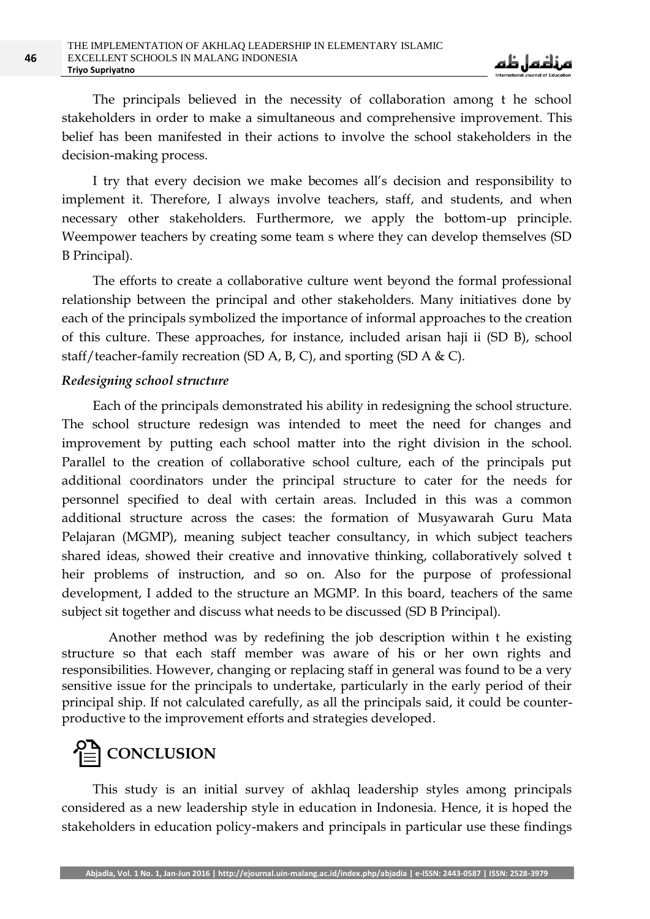The principals believed in the necessity of collaboration among t he school stakeholders in order to make a simultaneous and comprehensive improvement. This belief has been manifested in their actions to involve the school stakeholders in the decision-making process.

I try that every decision we make becomes all's decision and responsibility to implement it. Therefore, I always involve teachers, staff, and students, and when necessary other stakeholders. Furthermore, we apply the bottom-up principle. Weempower teachers by creating some team s where they can develop themselves (SD B Principal).

The efforts to create a collaborative culture went beyond the formal professional relationship between the principal and other stakeholders. Many initiatives done by each of the principals symbolized the importance of informal approaches to the creation of this culture. These approaches, for instance, included arisan haji ii (SD B), school staff/teacher-family recreation (SD A, B, C), and sporting (SD A & C).

### *Redesigning school structure*

Each of the principals demonstrated his ability in redesigning the school structure. The school structure redesign was intended to meet the need for changes and improvement by putting each school matter into the right division in the school. Parallel to the creation of collaborative school culture, each of the principals put additional coordinators under the principal structure to cater for the needs for personnel specified to deal with certain areas. Included in this was a common additional structure across the cases: the formation of Musyawarah Guru Mata Pelajaran (MGMP), meaning subject teacher consultancy, in which subject teachers shared ideas, showed their creative and innovative thinking, collaboratively solved t heir problems of instruction, and so on. Also for the purpose of professional development, I added to the structure an MGMP. In this board, teachers of the same subject sit together and discuss what needs to be discussed (SD B Principal).

Another method was by redefining the job description within t he existing structure so that each staff member was aware of his or her own rights and responsibilities. However, changing or replacing staff in general was found to be a very sensitive issue for the principals to undertake, particularly in the early period of their principal ship. If not calculated carefully, as all the principals said, it could be counter-productive to the improvement efforts and strategies developed.

## CONCLUSION

This study is an initial survey of akhlaq leadership styles among principals considered as a new leadership style in education in Indonesia. Hence, it is hoped the stakeholders in education policy-makers and principals in particular use these findings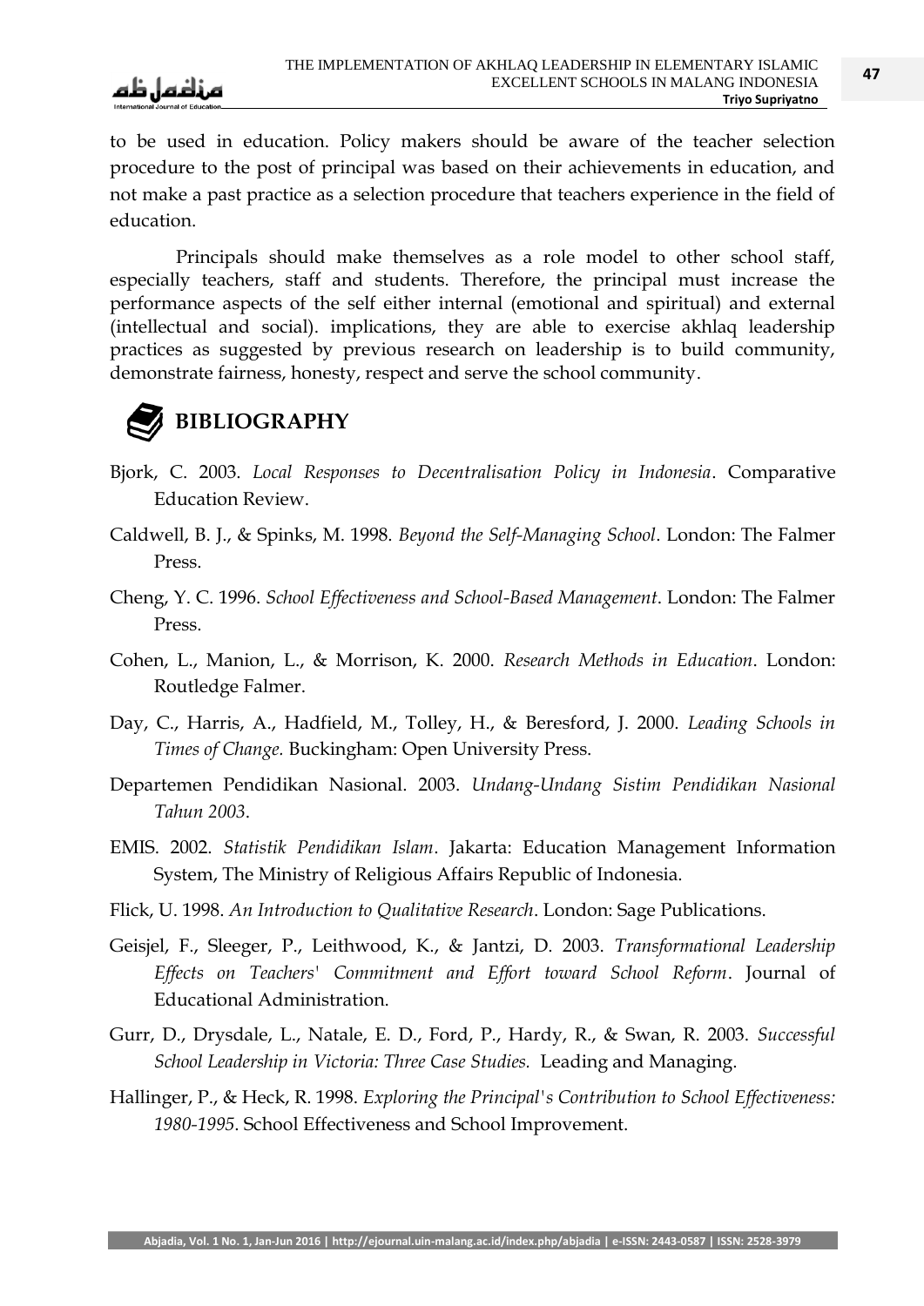to be used in education. Policy makers should be aware of the teacher selection procedure to the post of principal was based on their achievements in education, and not make a past practice as a selection procedure that teachers experience in the field of education.

Principals should make themselves as a role model to other school staff, especially teachers, staff and students. Therefore, the principal must increase the performance aspects of the self either internal (emotional and spiritual) and external (intellectual and social). implications, they are able to exercise akhlaq leadership practices as suggested by previous research on leadership is to build community, demonstrate fairness, honesty, respect and serve the school community.

## BIBLIOGRAPHY

Bjork, C. 2003. *Local Responses to Decentralisation Policy in Indonesia*. Comparative Education Review.

Caldwell, B. J., & Spinks, M. 1998. *Beyond the Self-Managing School*. London: The Falmer Press.

Cheng, Y. C. 1996. *School Effectiveness and School-Based Management*. London: The Falmer Press.

Cohen, L., Manion, L., & Morrison, K. 2000. *Research Methods in Education*. London: Routledge Falmer.

Day, C., Harris, A., Hadfield, M., Tolley, H., & Beresford, J. 2000. *Leading Schools in Times of Change.* Buckingham: Open University Press.

Departemen Pendidikan Nasional. 2003. *Undang-Undang Sistim Pendidikan Nasional Tahun 2003*.

EMIS. 2002. *Statistik Pendidikan Islam*. Jakarta: Education Management Information System, The Ministry of Religious Affairs Republic of Indonesia.

Flick, U. 1998. *An Introduction to Qualitative Research*. London: Sage Publications.

Geisjel, F., Sleeger, P., Leithwood, K., & Jantzi, D. 2003. *Transformational Leadership Effects on Teachers' Commitment and Effort toward School Reform*. Journal of Educational Administration.

Gurr, D., Drysdale, L., Natale, E. D., Ford, P., Hardy, R., & Swan, R. 2003. *Successful School Leadership in Victoria: Three Case Studies.* Leading and Managing.

Hallinger, P., & Heck, R. 1998. *Exploring the Principal's Contribution to School Effectiveness: 1980-1995*. School Effectiveness and School Improvement.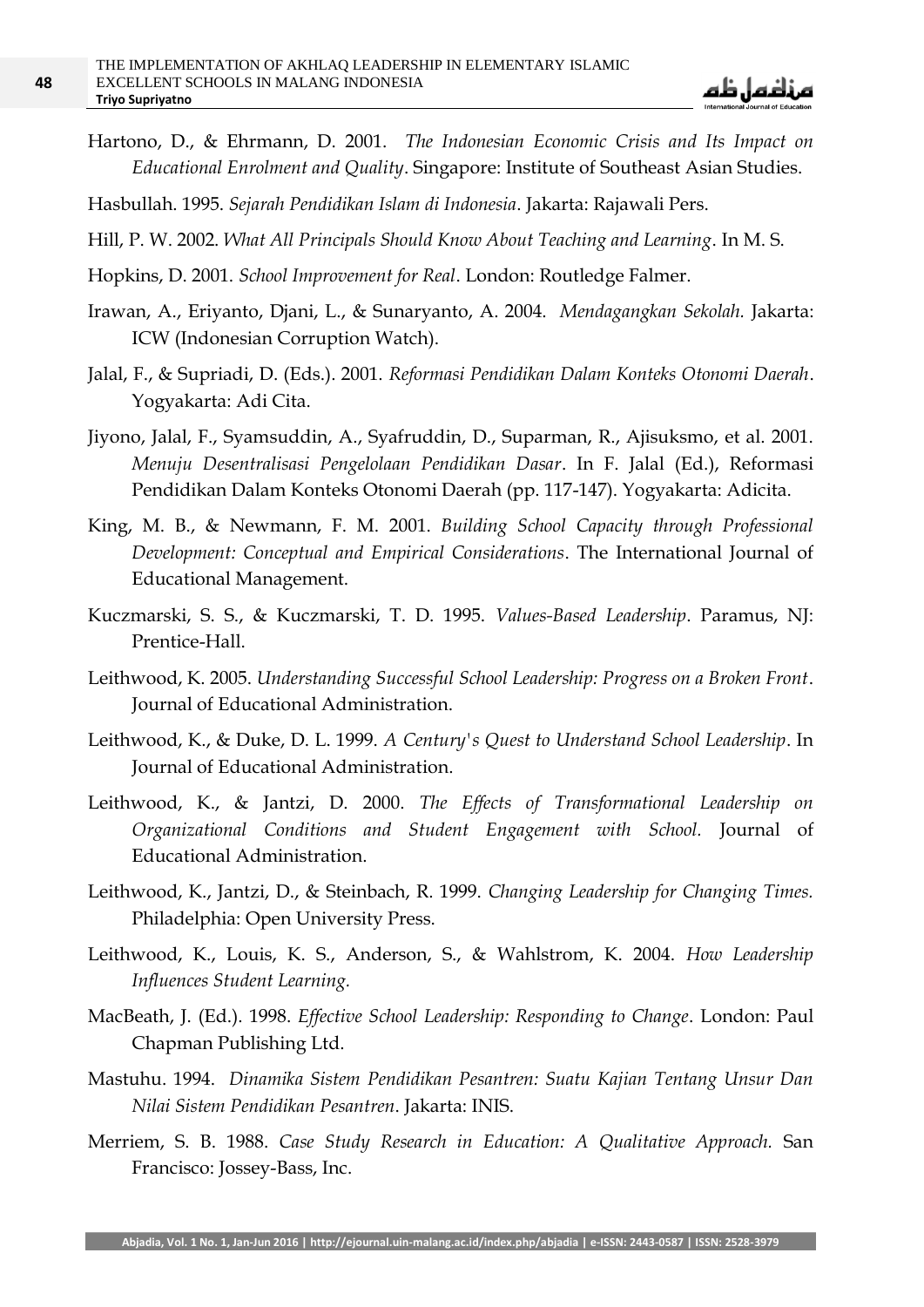Hartono, D., & Ehrmann, D. 2001. *The Indonesian Economic Crisis and Its Impact on Educational Enrolment and Quality*. Singapore: Institute of Southeast Asian Studies.

Hasbullah. 1995. *Sejarah Pendidikan Islam di Indonesia*. Jakarta: Rajawali Pers.

Hill, P. W. 2002. *What All Principals Should Know About Teaching and Learning*. In M. S.

Hopkins, D. 2001. *School Improvement for Real*. London: Routledge Falmer.

Irawan, A., Eriyanto, Djani, L., & Sunaryanto, A. 2004. *Mendagangkan Sekolah.* Jakarta: ICW (Indonesian Corruption Watch).

Jalal, F., & Supriadi, D. (Eds.). 2001. *Reformasi Pendidikan Dalam Konteks Otonomi Daerah*. Yogyakarta: Adi Cita.

Jiyono, Jalal, F., Syamsuddin, A., Syafruddin, D., Suparman, R., Ajisuksmo, et al. 2001. *Menuju Desentralisasi Pengelolaan Pendidikan Dasar*. In F. Jalal (Ed.), Reformasi Pendidikan Dalam Konteks Otonomi Daerah (pp. 117-147). Yogyakarta: Adicita.

King, M. B., & Newmann, F. M. 2001. *Building School Capacity through Professional Development: Conceptual and Empirical Considerations*. The International Journal of Educational Management.

Kuczmarski, S. S., & Kuczmarski, T. D. 1995. *Values-Based Leadership*. Paramus, NJ: Prentice-Hall.

Leithwood, K. 2005. *Understanding Successful School Leadership: Progress on a Broken Front*. Journal of Educational Administration.

Leithwood, K., & Duke, D. L. 1999. *A Century's Quest to Understand School Leadership*. In Journal of Educational Administration.

Leithwood, K., & Jantzi, D. 2000. *The Effects of Transformational Leadership on Organizational Conditions and Student Engagement with School.* Journal of Educational Administration.

Leithwood, K., Jantzi, D., & Steinbach, R. 1999. *Changing Leadership for Changing Times.* Philadelphia: Open University Press.

Leithwood, K., Louis, K. S., Anderson, S., & Wahlstrom, K. 2004. *How Leadership Influences Student Learning.*

MacBeath, J. (Ed.). 1998. *Effective School Leadership: Responding to Change*. London: Paul Chapman Publishing Ltd.

Mastuhu. 1994. *Dinamika Sistem Pendidikan Pesantren: Suatu Kajian Tentang Unsur Dan Nilai Sistem Pendidikan Pesantren*. Jakarta: INIS.

Merriem, S. B. 1988. *Case Study Research in Education: A Qualitative Approach.* San Francisco: Jossey-Bass, Inc.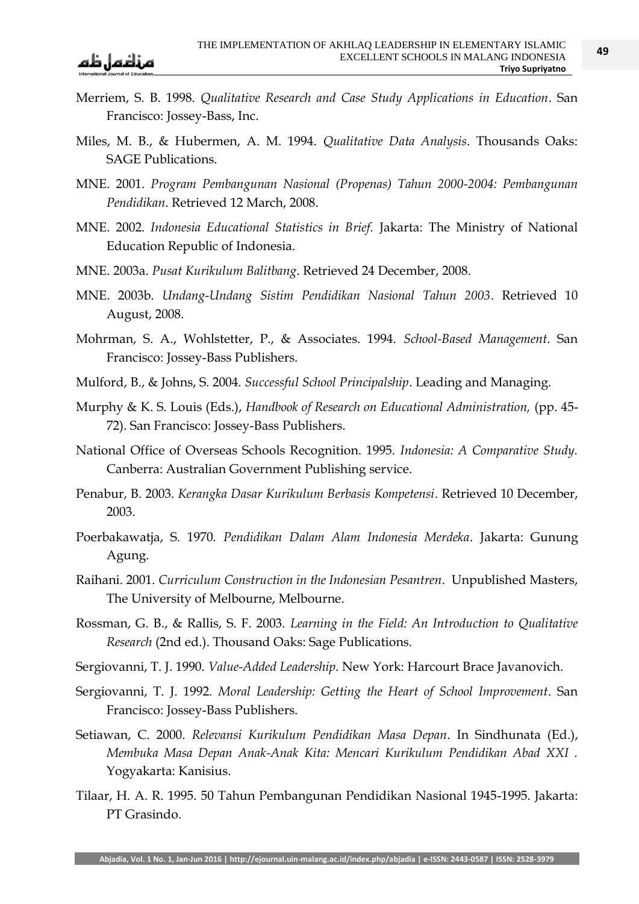Merriem, S. B. 1998. *Qualitative Research and Case Study Applications in Education*. San Francisco: Jossey-Bass, Inc.

Miles, M. B., & Hubermen, A. M. 1994. *Qualitative Data Analysis*. Thousands Oaks: SAGE Publications.

MNE. 2001. *Program Pembangunan Nasional (Propenas) Tahun 2000-2004: Pembangunan Pendidikan*. Retrieved 12 March, 2008.

MNE. 2002. *Indonesia Educational Statistics in Brief.* Jakarta: The Ministry of National Education Republic of Indonesia.

MNE. 2003a. *Pusat Kurikulum Balitbang*. Retrieved 24 December, 2008.

MNE. 2003b. *Undang-Undang Sistim Pendidikan Nasional Tahun 2003*. Retrieved 10 August, 2008.

Mohrman, S. A., Wohlstetter, P., & Associates. 1994. *School-Based Management*. San Francisco: Jossey-Bass Publishers.

Mulford, B., & Johns, S. 2004. *Successful School Principalship*. Leading and Managing.

Murphy & K. S. Louis (Eds.), *Handbook of Research on Educational Administration,* (pp. 45-72). San Francisco: Jossey-Bass Publishers.

National Office of Overseas Schools Recognition. 1995. *Indonesia: A Comparative Study.* Canberra: Australian Government Publishing service.

Penabur, B. 2003. *Kerangka Dasar Kurikulum Berbasis Kompetensi*. Retrieved 10 December, 2003.

Poerbakawatja, S. 1970. *Pendidikan Dalam Alam Indonesia Merdeka*. Jakarta: Gunung Agung.

Raihani. 2001. *Curriculum Construction in the Indonesian Pesantren*. Unpublished Masters, The University of Melbourne, Melbourne.

Rossman, G. B., & Rallis, S. F. 2003. *Learning in the Field: An Introduction to Qualitative Research* (2nd ed.). Thousand Oaks: Sage Publications.

Sergiovanni, T. J. 1990. *Value-Added Leadership*. New York: Harcourt Brace Javanovich.

Sergiovanni, T. J. 1992. *Moral Leadership: Getting the Heart of School Improvement*. San Francisco: Jossey-Bass Publishers.

Setiawan, C. 2000. *Relevansi Kurikulum Pendidikan Masa Depan*. In Sindhunata (Ed.), *Membuka Masa Depan Anak-Anak Kita: Mencari Kurikulum Pendidikan Abad XXI* . Yogyakarta: Kanisius.

Tilaar, H. A. R. 1995. 50 Tahun Pembangunan Pendidikan Nasional 1945-1995. Jakarta: PT Grasindo.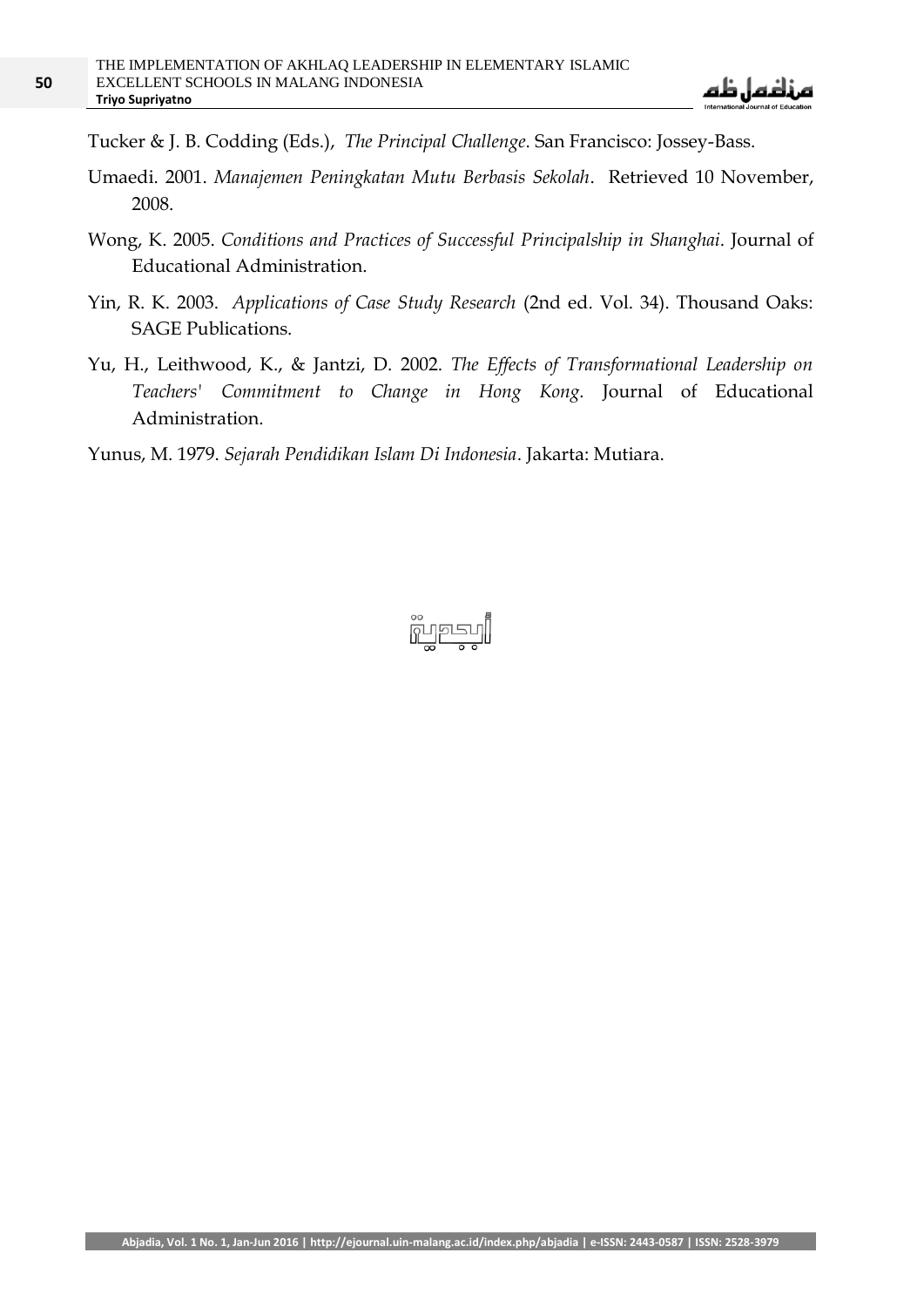Tucker & J. B. Codding (Eds.), *The Principal Challenge*. San Francisco: Jossey-Bass.

Umaedi. 2001. *Manajemen Peningkatan Mutu Berbasis Sekolah*. Retrieved 10 November, 2008.

Wong, K. 2005. *Conditions and Practices of Successful Principalship in Shanghai*. Journal of Educational Administration.

Yin, R. K. 2003. *Applications of Case Study Research* (2nd ed. Vol. 34). Thousand Oaks: SAGE Publications.

Yu, H., Leithwood, K., & Jantzi, D. 2002. *The Effects of Transformational Leadership on Teachers' Commitment to Change in Hong Kong*. Journal of Educational Administration.

Yunus, M. 1979. *Sejarah Pendidikan Islam Di Indonesia*. Jakarta: Mutiara.

أبجدية